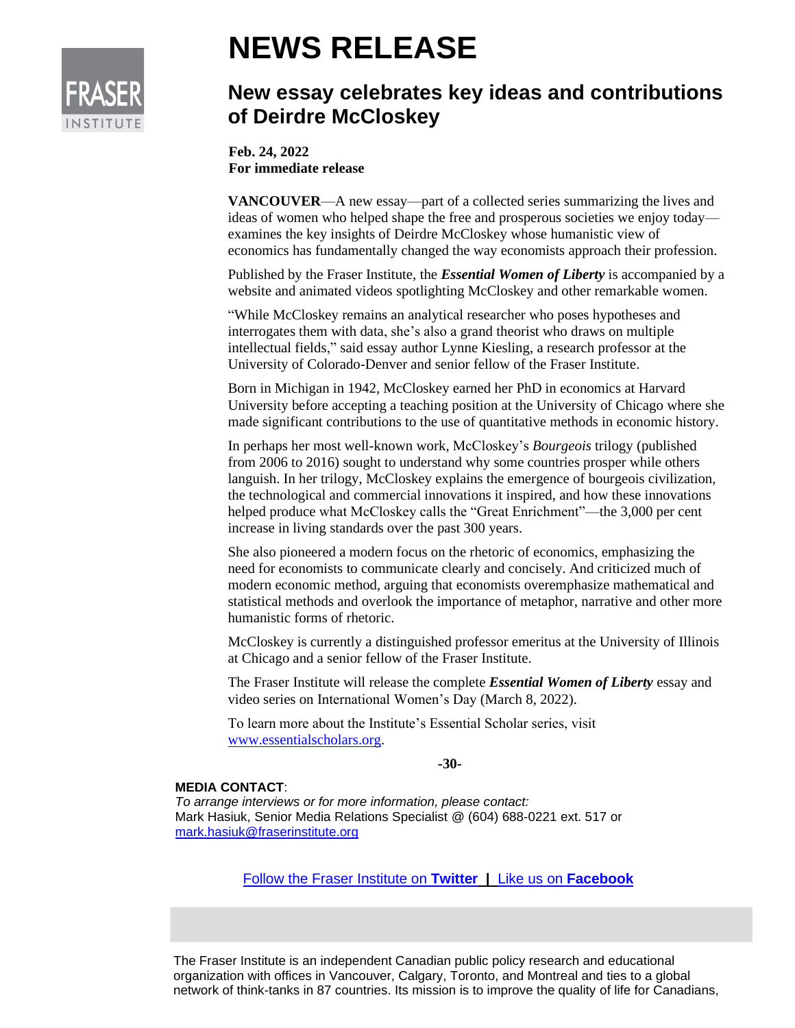FRASER INSTITUTE

# NEWS RELEASE

## New essay celebrates key ideas and contributions of Deirdre McCloskey

**Feb. 24, 2022**
**For immediate release**

**VANCOUVER**—A new essay—part of a collected series summarizing the lives and ideas of women who helped shape the free and prosperous societies we enjoy today—examines the key insights of Deirdre McCloskey whose humanistic view of economics has fundamentally changed the way economists approach their profession.

Published by the Fraser Institute, the ***Essential Women of Liberty*** is accompanied by a website and animated videos spotlighting McCloskey and other remarkable women.

"While McCloskey remains an analytical researcher who poses hypotheses and interrogates them with data, she's also a grand theorist who draws on multiple intellectual fields," said essay author Lynne Kiesling, a research professor at the University of Colorado-Denver and senior fellow of the Fraser Institute.

Born in Michigan in 1942, McCloskey earned her PhD in economics at Harvard University before accepting a teaching position at the University of Chicago where she made significant contributions to the use of quantitative methods in economic history.

In perhaps her most well-known work, McCloskey's *Bourgeois* trilogy (published from 2006 to 2016) sought to understand why some countries prosper while others languish. In her trilogy, McCloskey explains the emergence of bourgeois civilization, the technological and commercial innovations it inspired, and how these innovations helped produce what McCloskey calls the "Great Enrichment"—the 3,000 per cent increase in living standards over the past 300 years.

She also pioneered a modern focus on the rhetoric of economics, emphasizing the need for economists to communicate clearly and concisely. And criticized much of modern economic method, arguing that economists overemphasize mathematical and statistical methods and overlook the importance of metaphor, narrative and other more humanistic forms of rhetoric.

McCloskey is currently a distinguished professor emeritus at the University of Illinois at Chicago and a senior fellow of the Fraser Institute.

The Fraser Institute will release the complete ***Essential Women of Liberty*** essay and video series on International Women's Day (March 8, 2022).

To learn more about the Institute's Essential Scholar series, visit [www.essentialscholars.org](www.essentialscholars.org).

-30-

**MEDIA CONTACT**:
*To arrange interviews or for more information, please contact:*
Mark Hasiuk, Senior Media Relations Specialist @ (604) 688-0221 ext. 517 or
mark.hasiuk@fraserinstitute.org

Follow the Fraser Institute on **Twitter** | Like us on **Facebook**

The Fraser Institute is an independent Canadian public policy research and educational organization with offices in Vancouver, Calgary, Toronto, and Montreal and ties to a global network of think-tanks in 87 countries. Its mission is to improve the quality of life for Canadians,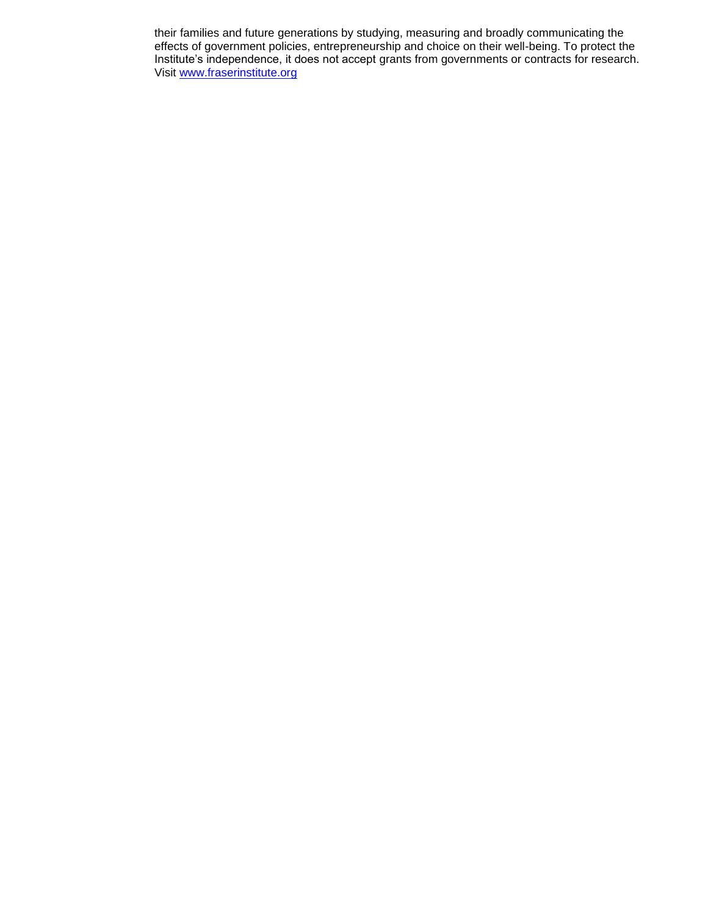their families and future generations by studying, measuring and broadly communicating the effects of government policies, entrepreneurship and choice on their well-being. To protect the Institute's independence, it does not accept grants from governments or contracts for research. Visit [www.fraserinstitute.org](http://www.fraserinstitute.org)